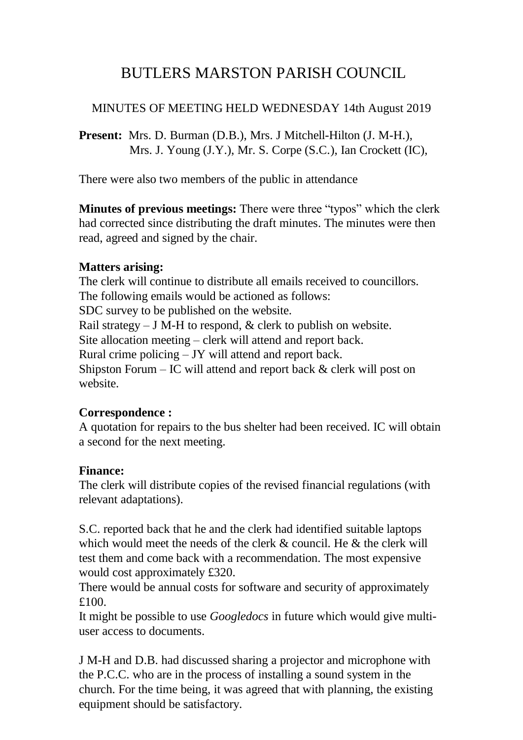# BUTLERS MARSTON PARISH COUNCIL

## MINUTES OF MEETING HELD WEDNESDAY 14th August 2019

**Present:** Mrs. D. Burman (D.B.), Mrs. J Mitchell-Hilton (J. M-H.), Mrs. J. Young (J.Y.), Mr. S. Corpe (S.C.), Ian Crockett (IC),

There were also two members of the public in attendance

**Minutes of previous meetings:** There were three "typos" which the clerk had corrected since distributing the draft minutes. The minutes were then read, agreed and signed by the chair.

**Matters arising:**
The clerk will continue to distribute all emails received to councillors.
The following emails would be actioned as follows:
SDC survey to be published on the website.
Rail strategy – J M-H to respond, & clerk to publish on website.
Site allocation meeting – clerk will attend and report back.
Rural crime policing – JY will attend and report back.
Shipston Forum – IC will attend and report back & clerk will post on website.

**Correspondence :**
A quotation for repairs to the bus shelter had been received. IC will obtain a second for the next meeting.

**Finance:**
The clerk will distribute copies of the revised financial regulations (with relevant adaptations).

S.C. reported back that he and the clerk had identified suitable laptops which would meet the needs of the clerk & council. He & the clerk will test them and come back with a recommendation. The most expensive would cost approximately £320.
There would be annual costs for software and security of approximately £100.
It might be possible to use *Googledocs* in future which would give multi-user access to documents.

J M-H and D.B. had discussed sharing a projector and microphone with the P.C.C. who are in the process of installing a sound system in the church. For the time being, it was agreed that with planning, the existing equipment should be satisfactory.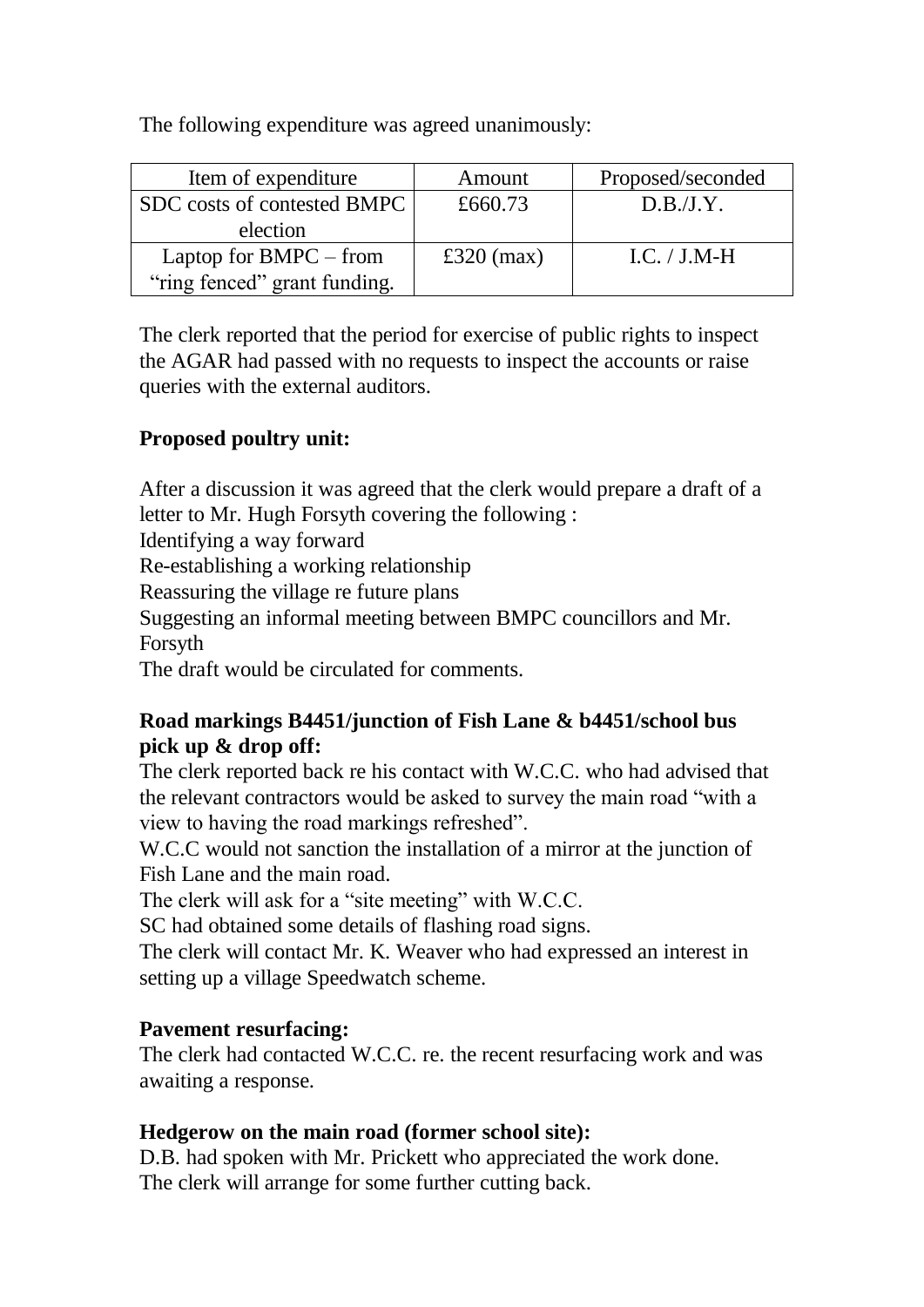The following expenditure was agreed unanimously:

| Item of expenditure | Amount | Proposed/seconded |
|---|---|---|
| SDC costs of contested BMPC election | £660.73 | D.B./J.Y. |
| Laptop for BMPC – from "ring fenced" grant funding. | £320 (max) | I.C. / J.M-H |

The clerk reported that the period for exercise of public rights to inspect the AGAR had passed with no requests to inspect the accounts or raise queries with the external auditors.

**Proposed poultry unit:**

After a discussion it was agreed that the clerk would prepare a draft of a letter to Mr. Hugh Forsyth covering the following :
Identifying a way forward
Re-establishing a working relationship
Reassuring the village re future plans
Suggesting an informal meeting between BMPC councillors and Mr. Forsyth
The draft would be circulated for comments.

**Road markings B4451/junction of Fish Lane & b4451/school bus pick up & drop off:**

The clerk reported back re his contact with W.C.C. who had advised that the relevant contractors would be asked to survey the main road "with a view to having the road markings refreshed".
W.C.C would not sanction the installation of a mirror at the junction of Fish Lane and the main road.
The clerk will ask for a "site meeting" with W.C.C.
SC had obtained some details of flashing road signs.
The clerk will contact Mr. K. Weaver who had expressed an interest in setting up a village Speedwatch scheme.

**Pavement resurfacing:**

The clerk had contacted W.C.C. re. the recent resurfacing work and was awaiting a response.

**Hedgerow on the main road (former school site):**

D.B. had spoken with Mr. Prickett who appreciated the work done.
The clerk will arrange for some further cutting back.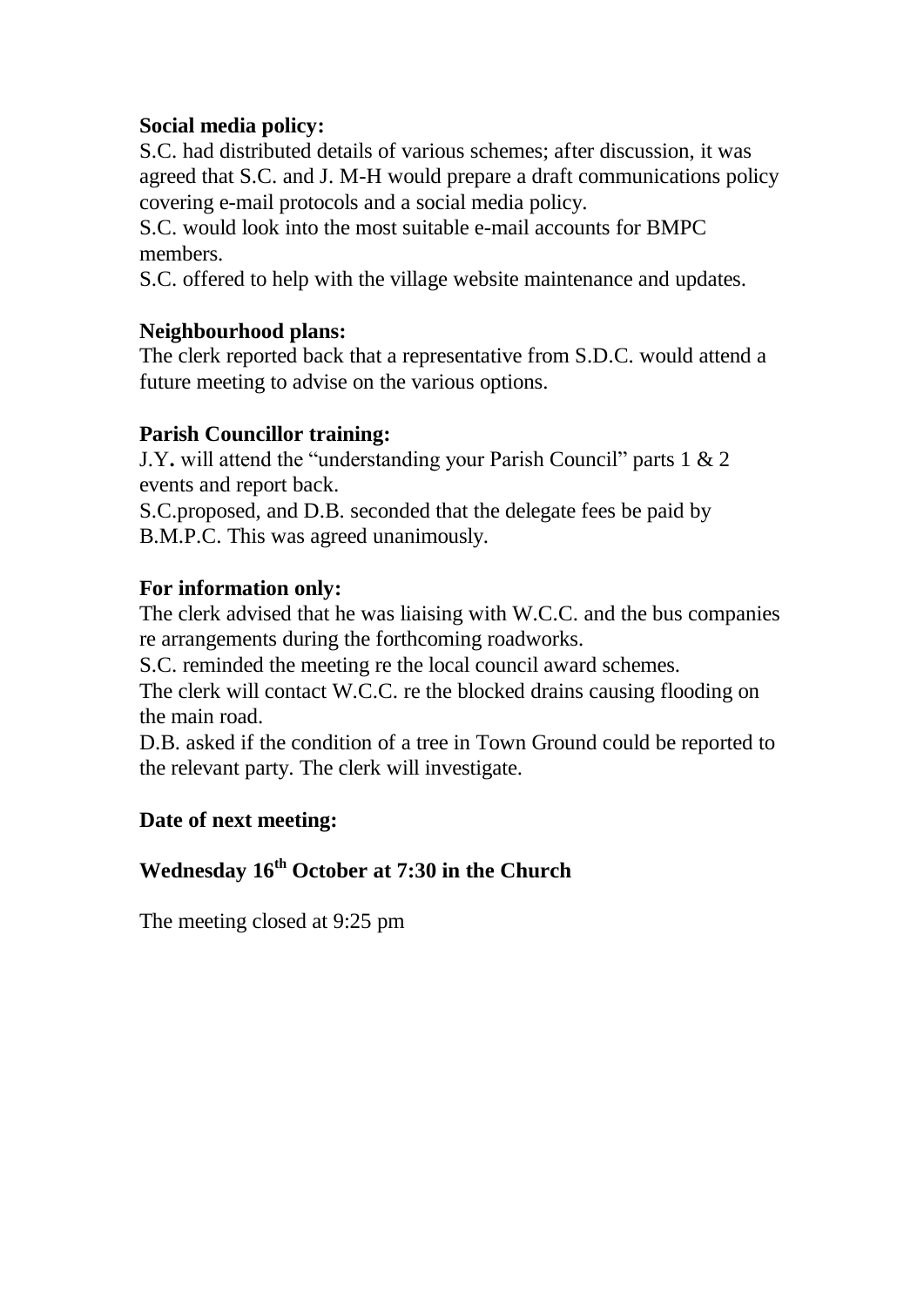**Social media policy:**

S.C. had distributed details of various schemes; after discussion, it was agreed that S.C. and J. M-H would prepare a draft communications policy covering e-mail protocols and a social media policy.

S.C. would look into the most suitable e-mail accounts for BMPC members.

S.C. offered to help with the village website maintenance and updates.

**Neighbourhood plans:**

The clerk reported back that a representative from S.D.C. would attend a future meeting to advise on the various options.

**Parish Councillor training:**

J.Y**.** will attend the "understanding your Parish Council" parts 1 & 2 events and report back.

S.C.proposed, and D.B. seconded that the delegate fees be paid by B.M.P.C. This was agreed unanimously.

**For information only:**

The clerk advised that he was liaising with W.C.C. and the bus companies re arrangements during the forthcoming roadworks.

S.C. reminded the meeting re the local council award schemes.

The clerk will contact W.C.C. re the blocked drains causing flooding on the main road.

D.B. asked if the condition of a tree in Town Ground could be reported to the relevant party. The clerk will investigate.

**Date of next meeting:**

**Wednesday 16th October at 7:30 in the Church**

The meeting closed at 9:25 pm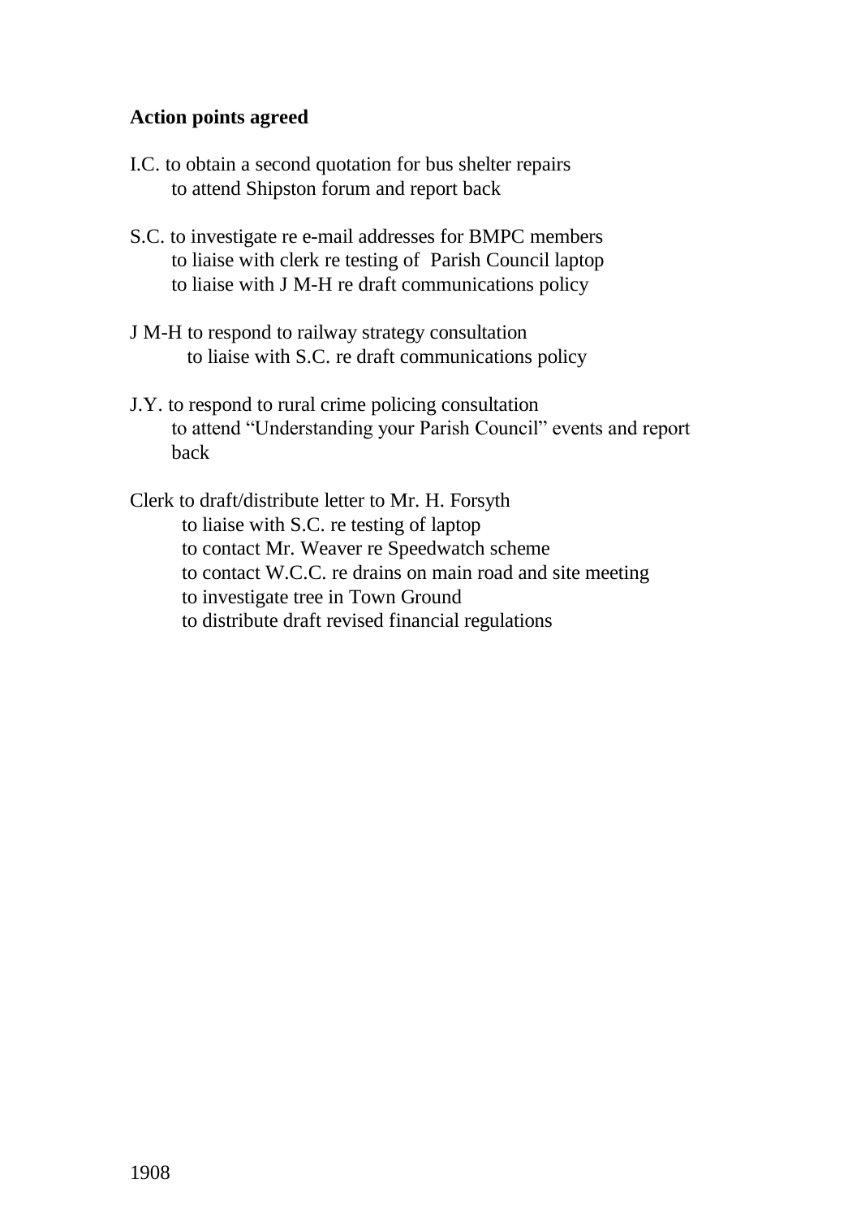**Action points agreed**

I.C. to obtain a second quotation for bus shelter repairs
to attend Shipston forum and report back

S.C. to investigate re e-mail addresses for BMPC members
to liaise with clerk re testing of Parish Council laptop
to liaise with J M-H re draft communications policy

J M-H to respond to railway strategy consultation
to liaise with S.C. re draft communications policy

J.Y. to respond to rural crime policing consultation
to attend "Understanding your Parish Council" events and report back

Clerk to draft/distribute letter to Mr. H. Forsyth
to liaise with S.C. re testing of laptop
to contact Mr. Weaver re Speedwatch scheme
to contact W.C.C. re drains on main road and site meeting
to investigate tree in Town Ground
to distribute draft revised financial regulations